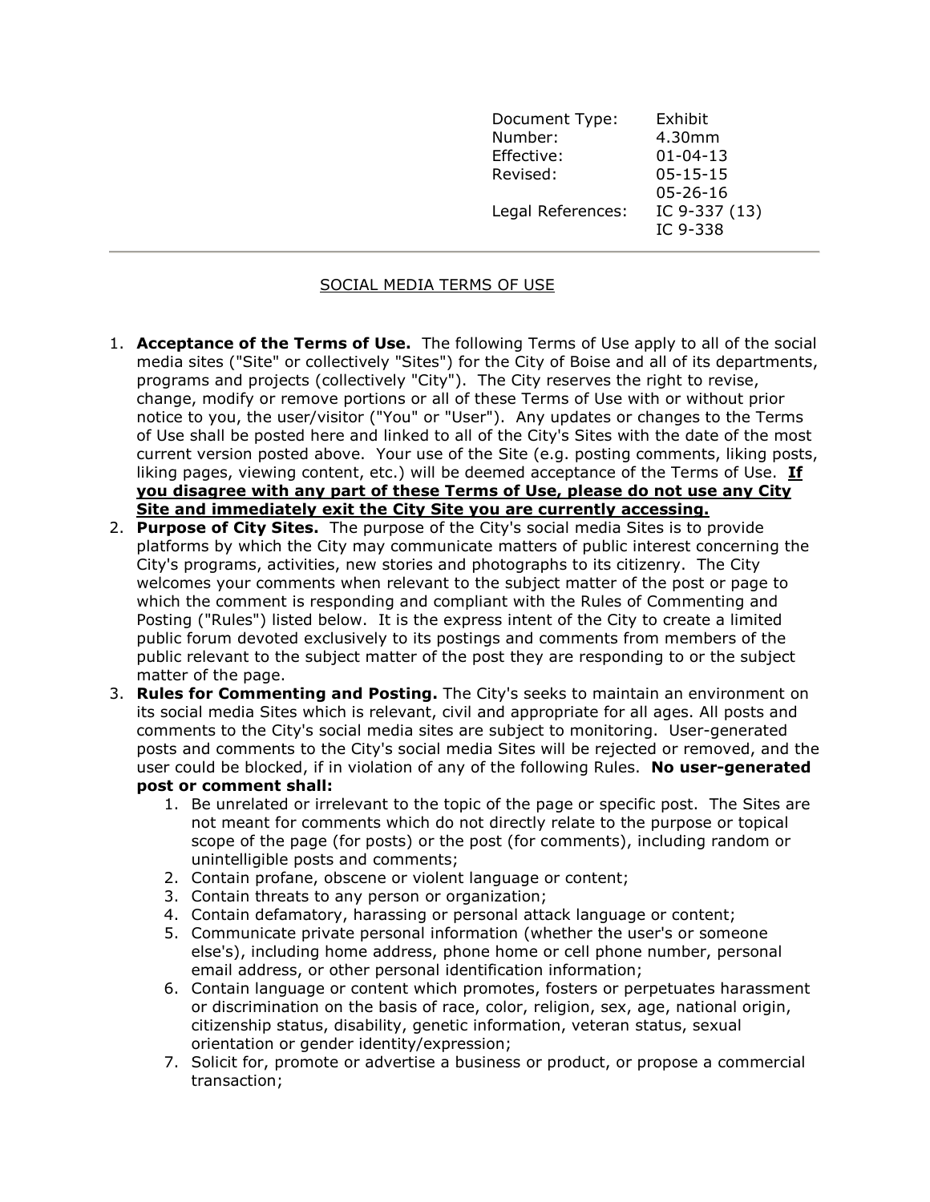| | |
|---|---|
| Document Type: | Exhibit |
| Number: | 4.30mm |
| Effective: | 01-04-13 |
| Revised: | 05-15-15 |
| | 05-26-16 |
| Legal References: | IC 9-337 (13) |
| | IC 9-338 |

---

# SOCIAL MEDIA TERMS OF USE

1. **Acceptance of the Terms of Use.** The following Terms of Use apply to all of the social media sites ("Site" or collectively "Sites") for the City of Boise and all of its departments, programs and projects (collectively "City"). The City reserves the right to revise, change, modify or remove portions or all of these Terms of Use with or without prior notice to you, the user/visitor ("You" or "User"). Any updates or changes to the Terms of Use shall be posted here and linked to all of the City's Sites with the date of the most current version posted above. Your use of the Site (e.g. posting comments, liking posts, liking pages, viewing content, etc.) will be deemed acceptance of the Terms of Use. **If you disagree with any part of these Terms of Use, please do not use any City Site and immediately exit the City Site you are currently accessing.**
2. **Purpose of City Sites.** The purpose of the City's social media Sites is to provide platforms by which the City may communicate matters of public interest concerning the City's programs, activities, new stories and photographs to its citizenry. The City welcomes your comments when relevant to the subject matter of the post or page to which the comment is responding and compliant with the Rules of Commenting and Posting ("Rules") listed below. It is the express intent of the City to create a limited public forum devoted exclusively to its postings and comments from members of the public relevant to the subject matter of the post they are responding to or the subject matter of the page.
3. **Rules for Commenting and Posting.** The City's seeks to maintain an environment on its social media Sites which is relevant, civil and appropriate for all ages. All posts and comments to the City's social media sites are subject to monitoring. User-generated posts and comments to the City's social media Sites will be rejected or removed, and the user could be blocked, if in violation of any of the following Rules. **No user-generated post or comment shall:**
    1. Be unrelated or irrelevant to the topic of the page or specific post. The Sites are not meant for comments which do not directly relate to the purpose or topical scope of the page (for posts) or the post (for comments), including random or unintelligible posts and comments;
    2. Contain profane, obscene or violent language or content;
    3. Contain threats to any person or organization;
    4. Contain defamatory, harassing or personal attack language or content;
    5. Communicate private personal information (whether the user's or someone else's), including home address, phone home or cell phone number, personal email address, or other personal identification information;
    6. Contain language or content which promotes, fosters or perpetuates harassment or discrimination on the basis of race, color, religion, sex, age, national origin, citizenship status, disability, genetic information, veteran status, sexual orientation or gender identity/expression;
    7. Solicit for, promote or advertise a business or product, or propose a commercial transaction;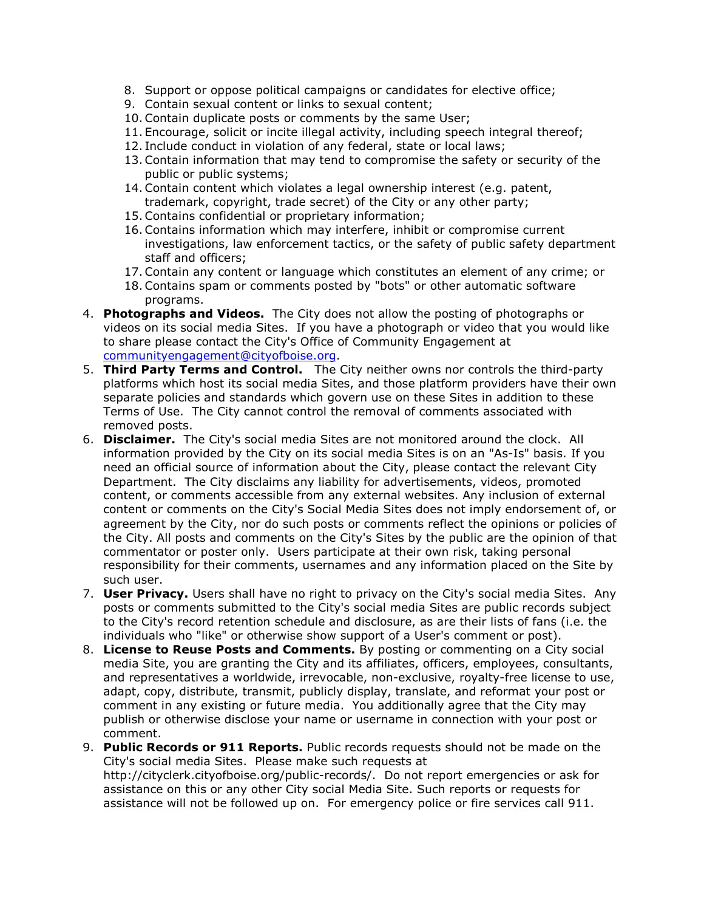8. Support or oppose political campaigns or candidates for elective office;
9. Contain sexual content or links to sexual content;
10. Contain duplicate posts or comments by the same User;
11. Encourage, solicit or incite illegal activity, including speech integral thereof;
12. Include conduct in violation of any federal, state or local laws;
13. Contain information that may tend to compromise the safety or security of the public or public systems;
14. Contain content which violates a legal ownership interest (e.g. patent, trademark, copyright, trade secret) of the City or any other party;
15. Contains confidential or proprietary information;
16. Contains information which may interfere, inhibit or compromise current investigations, law enforcement tactics, or the safety of public safety department staff and officers;
17. Contain any content or language which constitutes an element of any crime; or
18. Contains spam or comments posted by "bots" or other automatic software programs.

4. **Photographs and Videos.** The City does not allow the posting of photographs or videos on its social media Sites. If you have a photograph or video that you would like to share please contact the City's Office of Community Engagement at communityengagement@cityofboise.org.
5. **Third Party Terms and Control.** The City neither owns nor controls the third-party platforms which host its social media Sites, and those platform providers have their own separate policies and standards which govern use on these Sites in addition to these Terms of Use. The City cannot control the removal of comments associated with removed posts.
6. **Disclaimer.** The City's social media Sites are not monitored around the clock. All information provided by the City on its social media Sites is on an "As-Is" basis. If you need an official source of information about the City, please contact the relevant City Department. The City disclaims any liability for advertisements, videos, promoted content, or comments accessible from any external websites. Any inclusion of external content or comments on the City's Social Media Sites does not imply endorsement of, or agreement by the City, nor do such posts or comments reflect the opinions or policies of the City. All posts and comments on the City's Sites by the public are the opinion of that commentator or poster only. Users participate at their own risk, taking personal responsibility for their comments, usernames and any information placed on the Site by such user.
7. **User Privacy.** Users shall have no right to privacy on the City's social media Sites. Any posts or comments submitted to the City's social media Sites are public records subject to the City's record retention schedule and disclosure, as are their lists of fans (i.e. the individuals who "like" or otherwise show support of a User's comment or post).
8. **License to Reuse Posts and Comments.** By posting or commenting on a City social media Site, you are granting the City and its affiliates, officers, employees, consultants, and representatives a worldwide, irrevocable, non-exclusive, royalty-free license to use, adapt, copy, distribute, transmit, publicly display, translate, and reformat your post or comment in any existing or future media. You additionally agree that the City may publish or otherwise disclose your name or username in connection with your post or comment.
9. **Public Records or 911 Reports.** Public records requests should not be made on the City's social media Sites. Please make such requests at http://cityclerk.cityofboise.org/public-records/. Do not report emergencies or ask for assistance on this or any other City social Media Site. Such reports or requests for assistance will not be followed up on. For emergency police or fire services call 911.